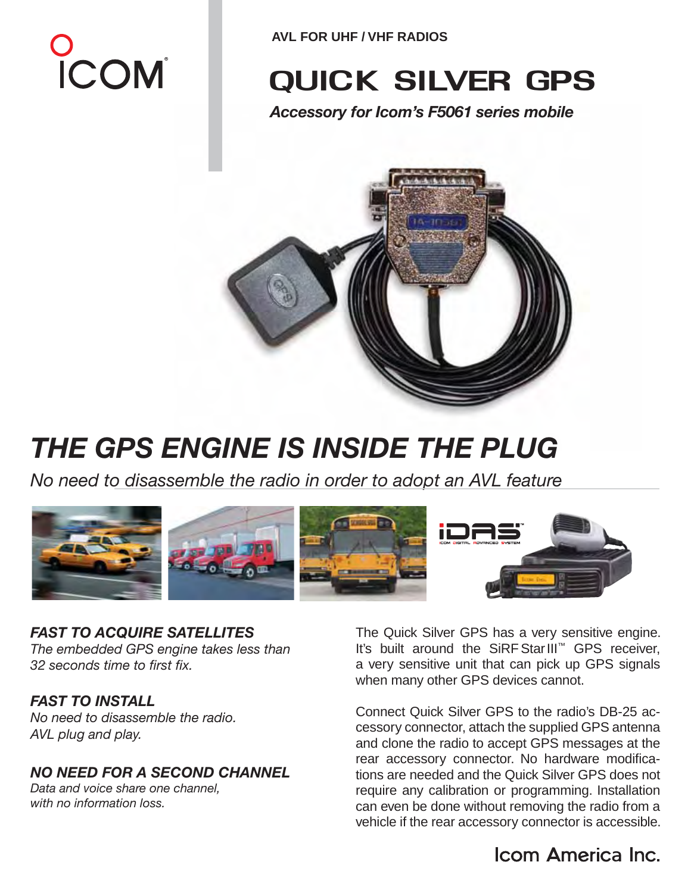ICOM

AVL FOR UHF / VHF RADIOS

# QUICK SILVER GPS

*Accessory for Icom's F5061 series mobile*

## THE GPS ENGINE IS INSIDE THE PLUG

*No need to disassemble the radio in order to adopt an AVL feature*

### FAST TO ACQUIRE SATELLITES

*The embedded GPS engine takes less than 32 seconds time to first fix.*

### FAST TO INSTALL

*No need to disassemble the radio.*
*AVL plug and play.*

### NO NEED FOR A SECOND CHANNEL

*Data and voice share one channel, with no information loss.*

The Quick Silver GPS has a very sensitive engine. It's built around the SiRF Star III™ GPS receiver, a very sensitive unit that can pick up GPS signals when many other GPS devices cannot.

Connect Quick Silver GPS to the radio's DB-25 accessory connector, attach the supplied GPS antenna and clone the radio to accept GPS messages at the rear accessory connector. No hardware modifications are needed and the Quick Silver GPS does not require any calibration or programming. Installation can even be done without removing the radio from a vehicle if the rear accessory connector is accessible.

Icom America Inc.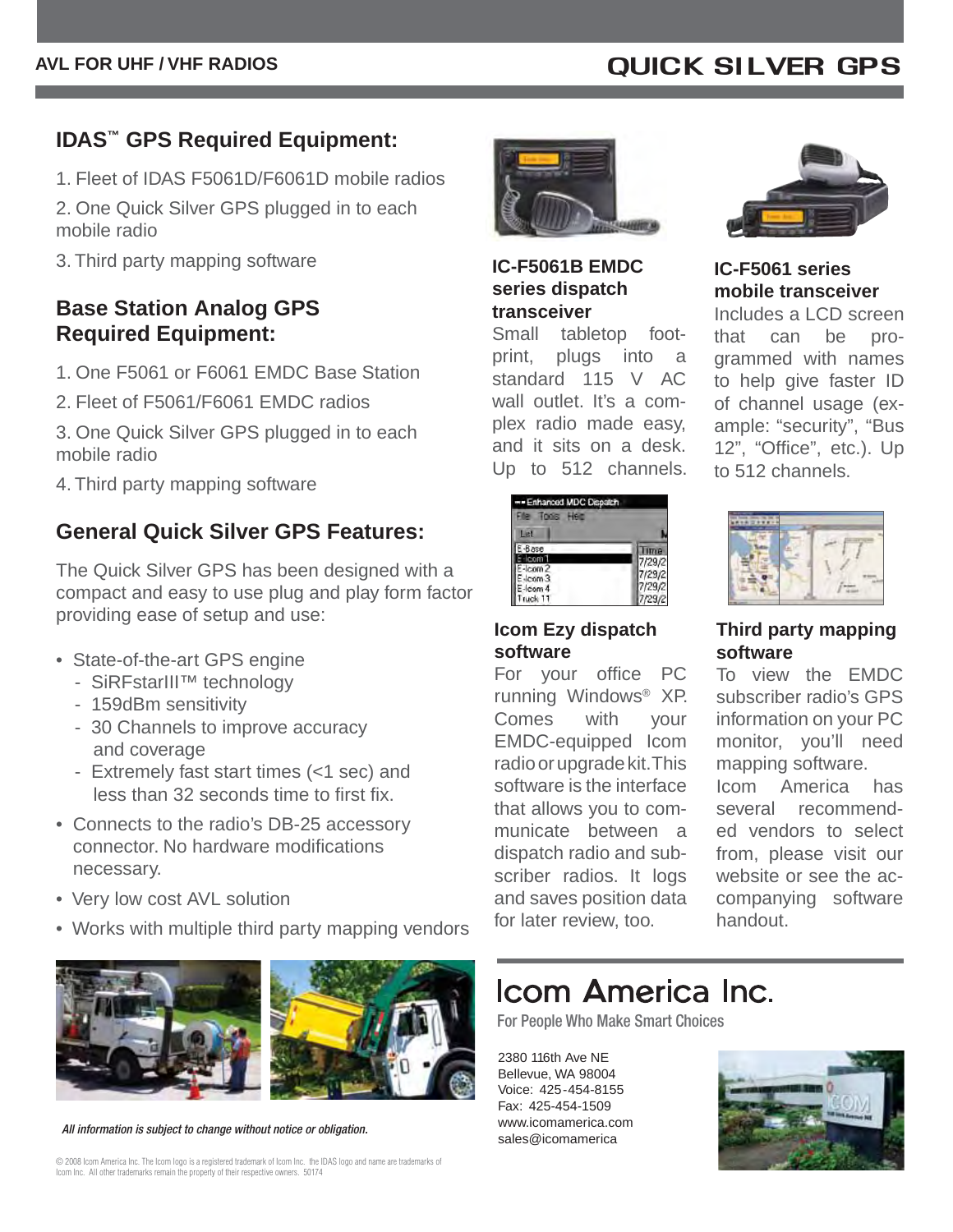## IDAS™ GPS Required Equipment:

1. Fleet of IDAS F5061D/F6061D mobile radios
2. One Quick Silver GPS plugged in to each mobile radio
3. Third party mapping software

## Base Station Analog GPS Required Equipment:

1. One F5061 or F6061 EMDC Base Station
2. Fleet of F5061/F6061 EMDC radios
3. One Quick Silver GPS plugged in to each mobile radio
4. Third party mapping software

## General Quick Silver GPS Features:

The Quick Silver GPS has been designed with a compact and easy to use plug and play form factor providing ease of setup and use:

- State-of-the-art GPS engine
  - SiRFstarIII™ technology
  - 159dBm sensitivity
  - 30 Channels to improve accuracy and coverage
  - Extremely fast start times (<1 sec) and less than 32 seconds time to first fix.
- Connects to the radio's DB-25 accessory connector. No hardware modifications necessary.
- Very low cost AVL solution
- Works with multiple third party mapping vendors

### IC-F5061B EMDC series dispatch transceiver

Small tabletop footprint, plugs into a standard 115 V AC wall outlet. It's a complex radio made easy, and it sits on a desk. Up to 512 channels.

### IC-F5061 series mobile transceiver

Includes a LCD screen that can be programmed with names to help give faster ID of channel usage (example: "security", "Bus 12", "Office", etc.). Up to 512 channels.

### Icom Ezy dispatch software

For your office PC running Windows® XP. Comes with your EMDC-equipped Icom radio or upgrade kit. This software is the interface that allows you to communicate between a dispatch radio and subscriber radios. It logs and saves position data for later review, too.

### Third party mapping software

To view the EMDC subscriber radio's GPS information on your PC monitor, you'll need mapping software. Icom America has several recommended vendors to select from, please visit our website or see the accompanying software handout.

*All information is subject to change without notice or obligation.*

# Icom America Inc.

For People Who Make Smart Choices

2380 116th Ave NE
Bellevue, WA 98004
Voice: 425-454-8155
Fax: 425-454-1509
www.icomamerica.com
sales@icomamerica

© 2008 Icom America Inc. The Icom logo is a registered trademark of Icom Inc. the IDAS logo and name are trademarks of Icom Inc. All other trademarks remain the property of their respective owners. 50174